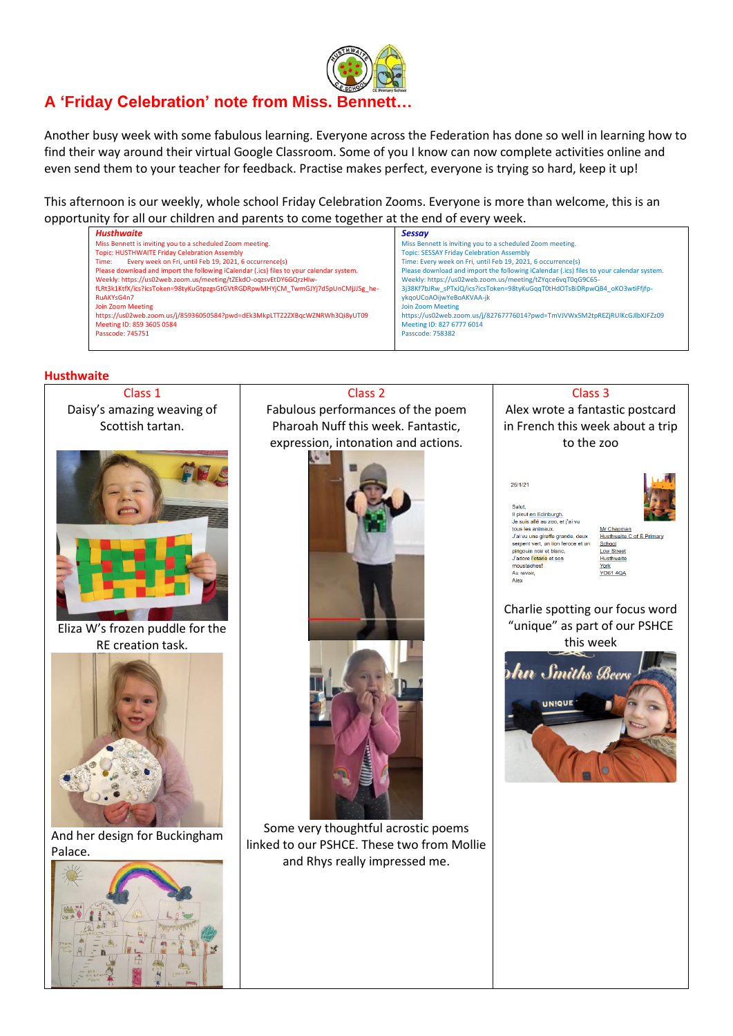# A 'Friday Celebration' note from Miss. Bennett…

Another busy week with some fabulous learning. Everyone across the Federation has done so well in learning how to find their way around their virtual Google Classroom. Some of you I know can now complete activities online and even send them to your teacher for feedback. Practise makes perfect, everyone is trying so hard, keep it up!

This afternoon is our weekly, whole school Friday Celebration Zooms. Everyone is more than welcome, this is an opportunity for all our children and parents to come together at the end of every week.

| *Husthwaite* | *Sessay* |
|---|---|
| Miss Bennett is inviting you to a scheduled Zoom meeting.<br>Topic: HUSTHWAITE Friday Celebration Assembly<br>Time: Every week on Fri, until Feb 19, 2021, 6 occurrence(s)<br>Please download and import the following iCalendar (.ics) files to your calendar system.<br>Weekly: https://us02web.zoom.us/meeting/tZEkdO-oqzsvEtDY6GQrzHlw-fLRt3k1KtfX/ics?icsToken=98tyKuGtpzgsGtGVtRGDRpwMHYjCM_TwmGJYj7d5pUnCMjJJSg_he-RuAKYsG4n7<br>Join Zoom Meeting<br>https://us02web.zoom.us/j/85936050584?pwd=dEk3MkpLTTZ2ZXBqcWZNRWh3Qi8yUT09<br>Meeting ID: 859 3605 0584<br>Passcode: 745751 | Miss Bennett is inviting you to a scheduled Zoom meeting.<br>Topic: SESSAY Friday Celebration Assembly<br>Time: Every week on Fri, until Feb 19, 2021, 6 occurrence(s)<br>Please download and import the following iCalendar (.ics) files to your calendar system.<br>Weekly: https://us02web.zoom.us/meeting/tZYqce6vqT0qG9C65-3j38Kf7bJRw_sPTxJQ/ics?icsToken=98tyKuGqqT0tHdOTsBiDRpwQB4_oKO3wtiFfjfp-ykqoUCoAOijwYeBoAKVAA-jk<br>Join Zoom Meeting<br>https://us02web.zoom.us/j/82767776014?pwd=TmVJVWx5M2tpREZjRUlKcGJlbXJFZz09<br>Meeting ID: 827 6777 6014<br>Passcode: 758382 |

## Husthwaite

| Class 1 | Class 2 | Class 3 |
|---|---|---|
| Daisy's amazing weaving of Scottish tartan.<br><br>Eliza W's frozen puddle for the RE creation task.<br><br>And her design for Buckingham Palace. | Fabulous performances of the poem Pharoah Nuff this week. Fantastic, expression, intonation and actions.<br><br>Some very thoughtful acrostic poems linked to our PSHCE. These two from Mollie and Rhys really impressed me. | Alex wrote a fantastic postcard in French this week about a trip to the zoo<br><br>26/1/21<br>Salut,<br>Il pleut en Edinburgh.<br>Je suis allé au zoo, et j'ai vu tous les animaux.<br>J'ai vu une giraffe grande, deux serpent vert, un lion feroce et un pingouin noir et blanc.<br>J'adore l'étane et son moustaches!<br>Au revoir,<br>Alex<br><br>Mr Chapman<br>Husthwaite C of E Primary School<br>Low Street<br>Husthwaite<br>York<br>YO61 4QA<br><br>Charlie spotting our focus word "unique" as part of our PSHCE this week |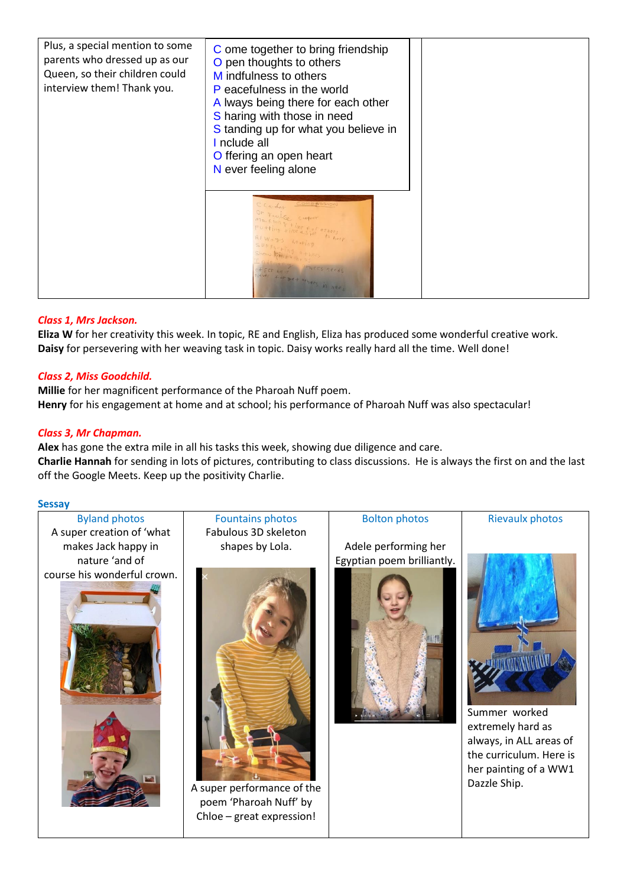| | | |
|---|---|---|
| Plus, a special mention to some parents who dressed up as our Queen, so their children could interview them! Thank you. | C ome together to bring friendship<br>O pen thoughts to others<br>M indfulness to others<br>P eacefulness in the world<br>A lways being there for each other<br>S haring with those in need<br>S tanding up for what you believe in<br>I nclude all<br>O ffering an open heart<br>N ever feeling alone | |

*Class 1, Mrs Jackson.*

**Eliza W** for her creativity this week. In topic, RE and English, Eliza has produced some wonderful creative work.
**Daisy** for persevering with her weaving task in topic. Daisy works really hard all the time. Well done!

*Class 2, Miss Goodchild.*

**Millie** for her magnificent performance of the Pharoah Nuff poem.
**Henry** for his engagement at home and at school; his performance of Pharoah Nuff was also spectacular!

*Class 3, Mr Chapman.*

**Alex** has gone the extra mile in all his tasks this week, showing due diligence and care.
**Charlie Hannah** for sending in lots of pictures, contributing to class discussions. He is always the first on and the last off the Google Meets. Keep up the positivity Charlie.

## Sessay

| Byland photos | Fountains photos | Bolton photos | Rievaulx photos |
|---|---|---|---|
| A super creation of 'what makes Jack happy in nature 'and of course his wonderful crown. | Fabulous 3D skeleton shapes by Lola.<br><br>A super performance of the poem 'Pharoah Nuff' by Chloe – great expression! | Adele performing her Egyptian poem brilliantly. | Summer worked extremely hard as always, in ALL areas of the curriculum. Here is her painting of a WW1 Dazzle Ship. |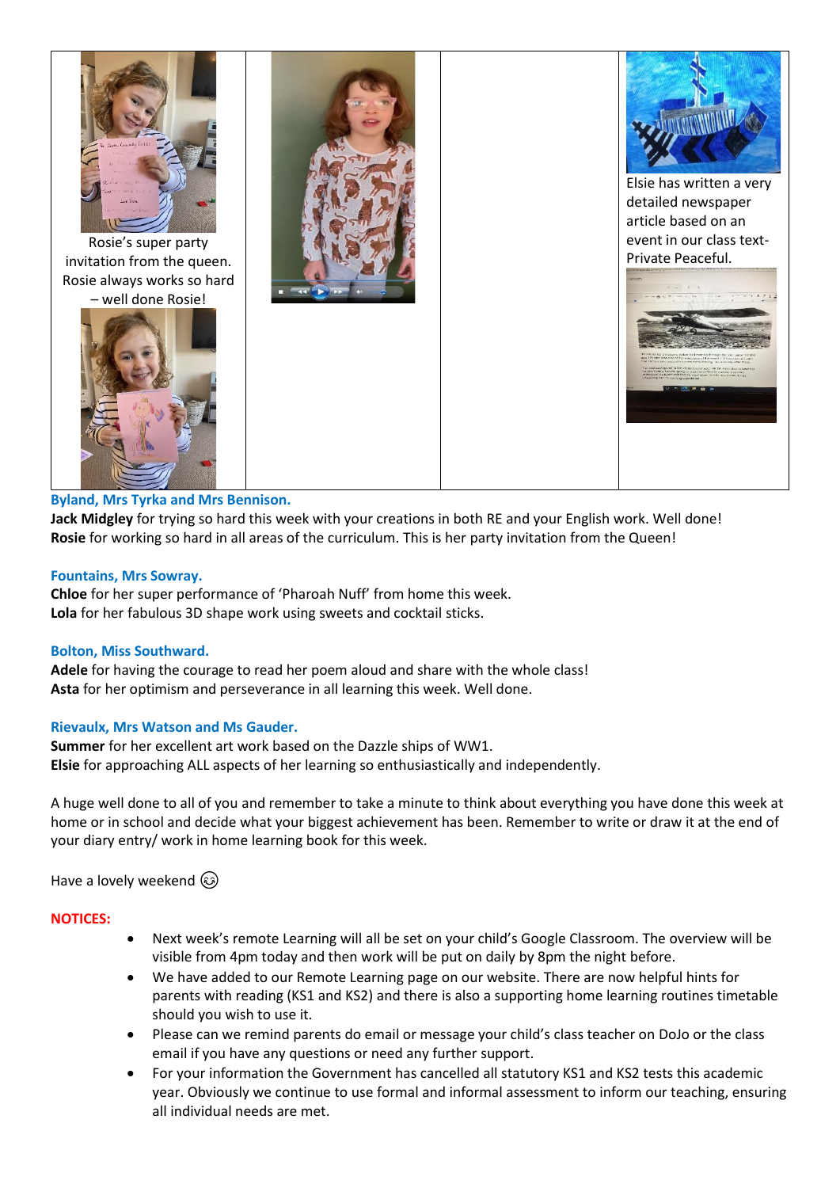| | | | |
|---|---|---|---|
| Rosie's super party invitation from the queen. Rosie always works so hard – well done Rosie! | | | Elsie has written a very detailed newspaper article based on an event in our class text- Private Peaceful. |

**Byland, Mrs Tyrka and Mrs Bennison.**

**Jack Midgley** for trying so hard this week with your creations in both RE and your English work. Well done!
**Rosie** for working so hard in all areas of the curriculum. This is her party invitation from the Queen!

**Fountains, Mrs Sowray.**

**Chloe** for her super performance of 'Pharoah Nuff' from home this week.
**Lola** for her fabulous 3D shape work using sweets and cocktail sticks.

**Bolton, Miss Southward.**

**Adele** for having the courage to read her poem aloud and share with the whole class!
**Asta** for her optimism and perseverance in all learning this week. Well done.

**Rievaulx, Mrs Watson and Ms Gauder.**

**Summer** for her excellent art work based on the Dazzle ships of WW1.
**Elsie** for approaching ALL aspects of her learning so enthusiastically and independently.

A huge well done to all of you and remember to take a minute to think about everything you have done this week at home or in school and decide what your biggest achievement has been. Remember to write or draw it at the end of your diary entry/ work in home learning book for this week.

Have a lovely weekend 😉

**NOTICES:**

- Next week's remote Learning will all be set on your child's Google Classroom. The overview will be visible from 4pm today and then work will be put on daily by 8pm the night before.
- We have added to our Remote Learning page on our website. There are now helpful hints for parents with reading (KS1 and KS2) and there is also a supporting home learning routines timetable should you wish to use it.
- Please can we remind parents do email or message your child's class teacher on DoJo or the class email if you have any questions or need any further support.
- For your information the Government has cancelled all statutory KS1 and KS2 tests this academic year. Obviously we continue to use formal and informal assessment to inform our teaching, ensuring all individual needs are met.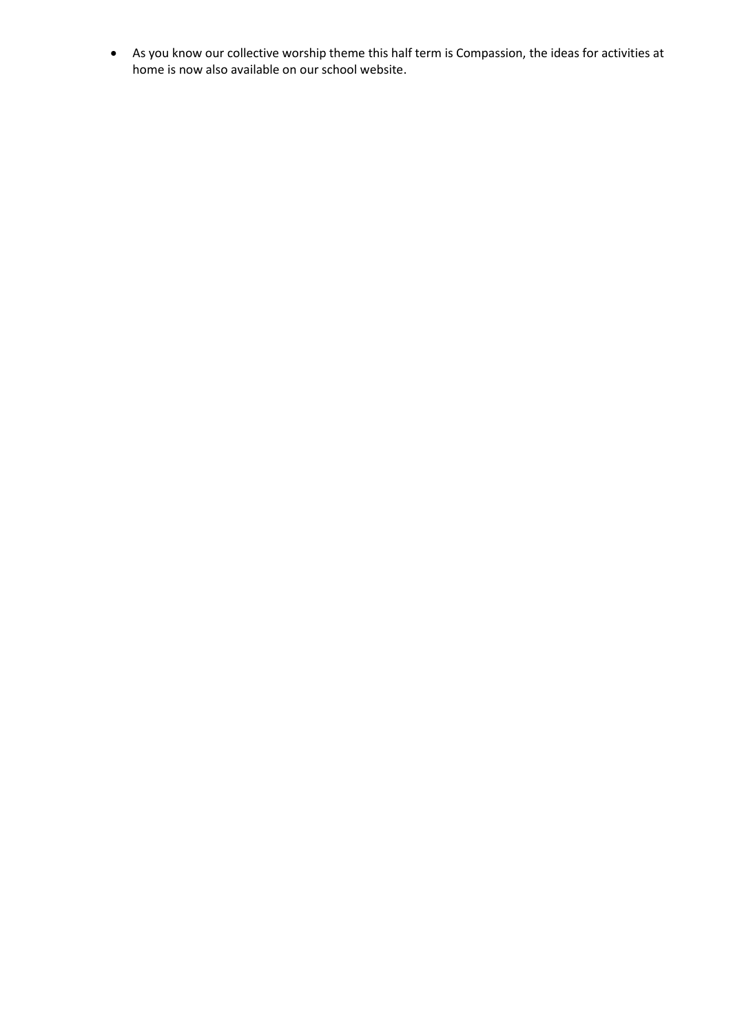- As you know our collective worship theme this half term is Compassion, the ideas for activities at home is now also available on our school website.